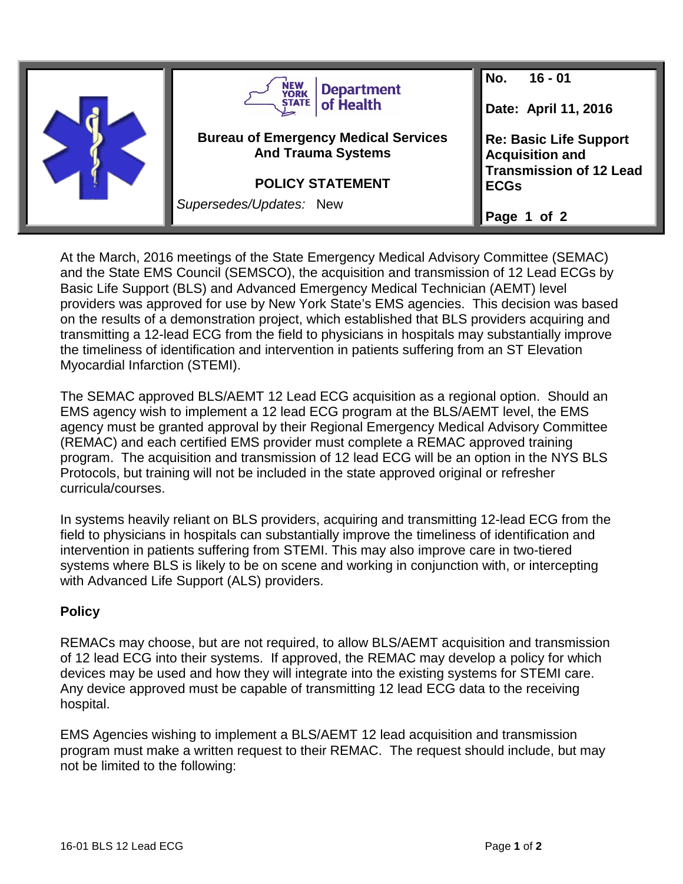| | New York State Department of Health<br><br>**Bureau of Emergency Medical Services And Trauma Systems**<br><br>**POLICY STATEMENT**<br><br>*Supersedes/Updates:* New | **No. 16 - 01**<br><br>**Date: April 11, 2016**<br><br>**Re: Basic Life Support Acquisition and Transmission of 12 Lead ECGs** |
|---|---|---|

At the March, 2016 meetings of the State Emergency Medical Advisory Committee (SEMAC) and the State EMS Council (SEMSCO), the acquisition and transmission of 12 Lead ECGs by Basic Life Support (BLS) and Advanced Emergency Medical Technician (AEMT) level providers was approved for use by New York State's EMS agencies. This decision was based on the results of a demonstration project, which established that BLS providers acquiring and transmitting a 12-lead ECG from the field to physicians in hospitals may substantially improve the timeliness of identification and intervention in patients suffering from an ST Elevation Myocardial Infarction (STEMI).

The SEMAC approved BLS/AEMT 12 Lead ECG acquisition as a regional option. Should an EMS agency wish to implement a 12 lead ECG program at the BLS/AEMT level, the EMS agency must be granted approval by their Regional Emergency Medical Advisory Committee (REMAC) and each certified EMS provider must complete a REMAC approved training program. The acquisition and transmission of 12 lead ECG will be an option in the NYS BLS Protocols, but training will not be included in the state approved original or refresher curricula/courses.

In systems heavily reliant on BLS providers, acquiring and transmitting 12-lead ECG from the field to physicians in hospitals can substantially improve the timeliness of identification and intervention in patients suffering from STEMI. This may also improve care in two-tiered systems where BLS is likely to be on scene and working in conjunction with, or intercepting with Advanced Life Support (ALS) providers.

**Policy**

REMACs may choose, but are not required, to allow BLS/AEMT acquisition and transmission of 12 lead ECG into their systems. If approved, the REMAC may develop a policy for which devices may be used and how they will integrate into the existing systems for STEMI care. Any device approved must be capable of transmitting 12 lead ECG data to the receiving hospital.

EMS Agencies wishing to implement a BLS/AEMT 12 lead acquisition and transmission program must make a written request to their REMAC. The request should include, but may not be limited to the following: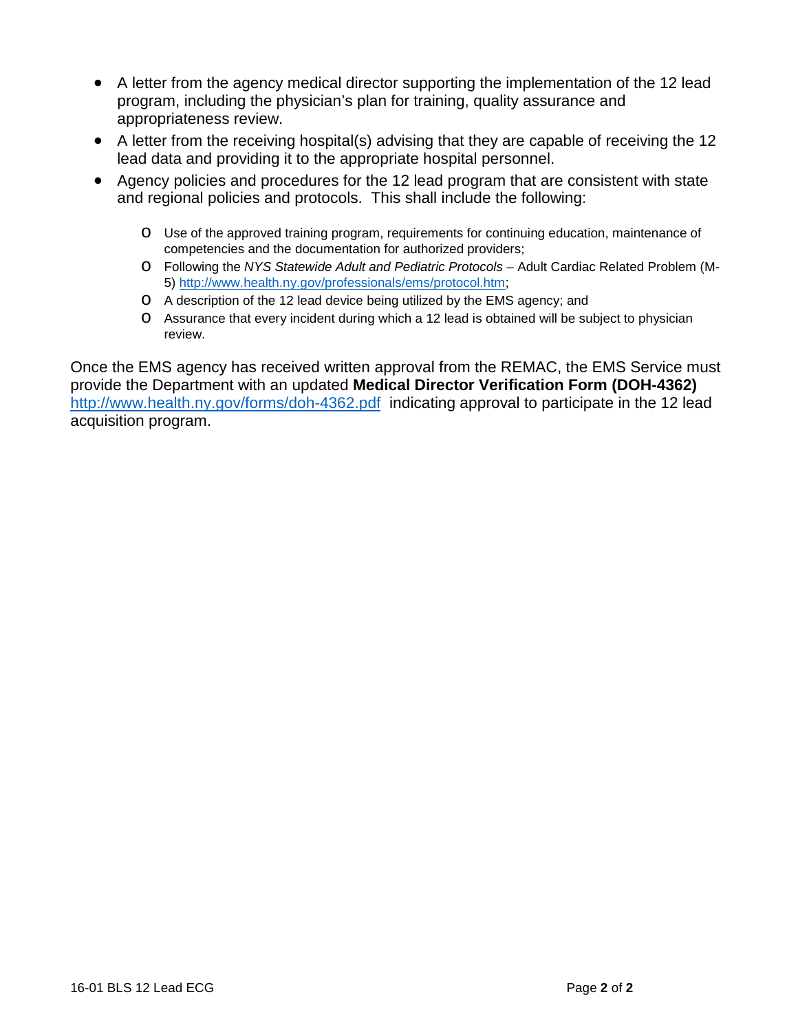- A letter from the agency medical director supporting the implementation of the 12 lead program, including the physician's plan for training, quality assurance and appropriateness review.
- A letter from the receiving hospital(s) advising that they are capable of receiving the 12 lead data and providing it to the appropriate hospital personnel.
- Agency policies and procedures for the 12 lead program that are consistent with state and regional policies and protocols. This shall include the following:
  - Use of the approved training program, requirements for continuing education, maintenance of competencies and the documentation for authorized providers;
  - Following the *NYS Statewide Adult and Pediatric Protocols* – Adult Cardiac Related Problem (M-5) http://www.health.ny.gov/professionals/ems/protocol.htm;
  - A description of the 12 lead device being utilized by the EMS agency; and
  - Assurance that every incident during which a 12 lead is obtained will be subject to physician review.

Once the EMS agency has received written approval from the REMAC, the EMS Service must provide the Department with an updated **Medical Director Verification Form (DOH-4362)** http://www.health.ny.gov/forms/doh-4362.pdf indicating approval to participate in the 12 lead acquisition program.